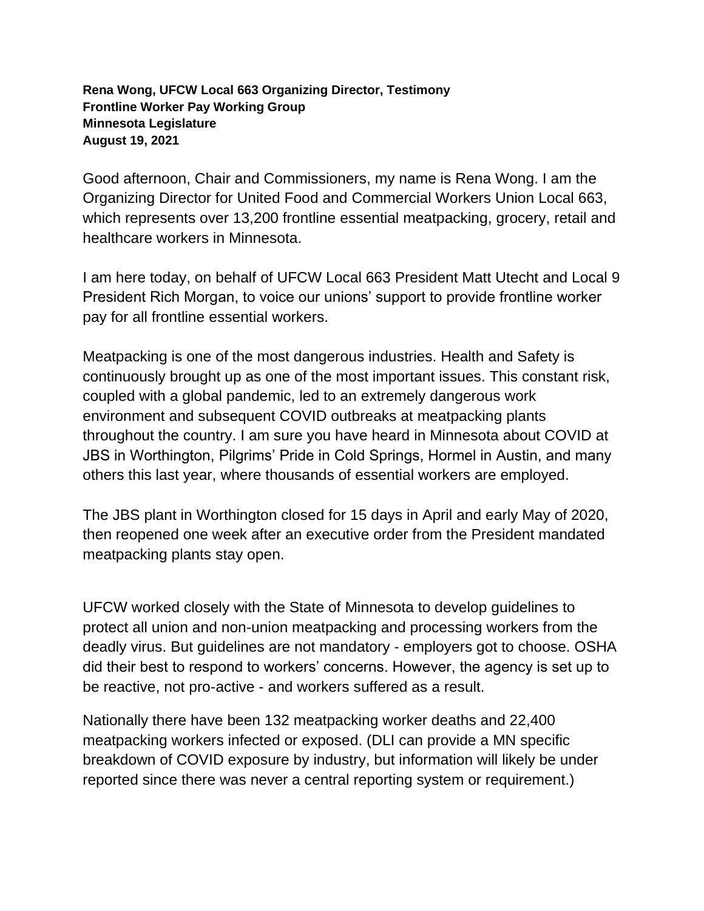**Rena Wong, UFCW Local 663 Organizing Director, Testimony**
**Frontline Worker Pay Working Group**
**Minnesota Legislature**
**August 19, 2021**

Good afternoon, Chair and Commissioners, my name is Rena Wong. I am the Organizing Director for United Food and Commercial Workers Union Local 663, which represents over 13,200 frontline essential meatpacking, grocery, retail and healthcare workers in Minnesota.

I am here today, on behalf of UFCW Local 663 President Matt Utecht and Local 9 President Rich Morgan, to voice our unions' support to provide frontline worker pay for all frontline essential workers.

Meatpacking is one of the most dangerous industries. Health and Safety is continuously brought up as one of the most important issues. This constant risk, coupled with a global pandemic, led to an extremely dangerous work environment and subsequent COVID outbreaks at meatpacking plants throughout the country. I am sure you have heard in Minnesota about COVID at JBS in Worthington, Pilgrims' Pride in Cold Springs, Hormel in Austin, and many others this last year, where thousands of essential workers are employed.

The JBS plant in Worthington closed for 15 days in April and early May of 2020, then reopened one week after an executive order from the President mandated meatpacking plants stay open.

UFCW worked closely with the State of Minnesota to develop guidelines to protect all union and non-union meatpacking and processing workers from the deadly virus. But guidelines are not mandatory - employers got to choose. OSHA did their best to respond to workers' concerns. However, the agency is set up to be reactive, not pro-active - and workers suffered as a result.

Nationally there have been 132 meatpacking worker deaths and 22,400 meatpacking workers infected or exposed. (DLI can provide a MN specific breakdown of COVID exposure by industry, but information will likely be under reported since there was never a central reporting system or requirement.)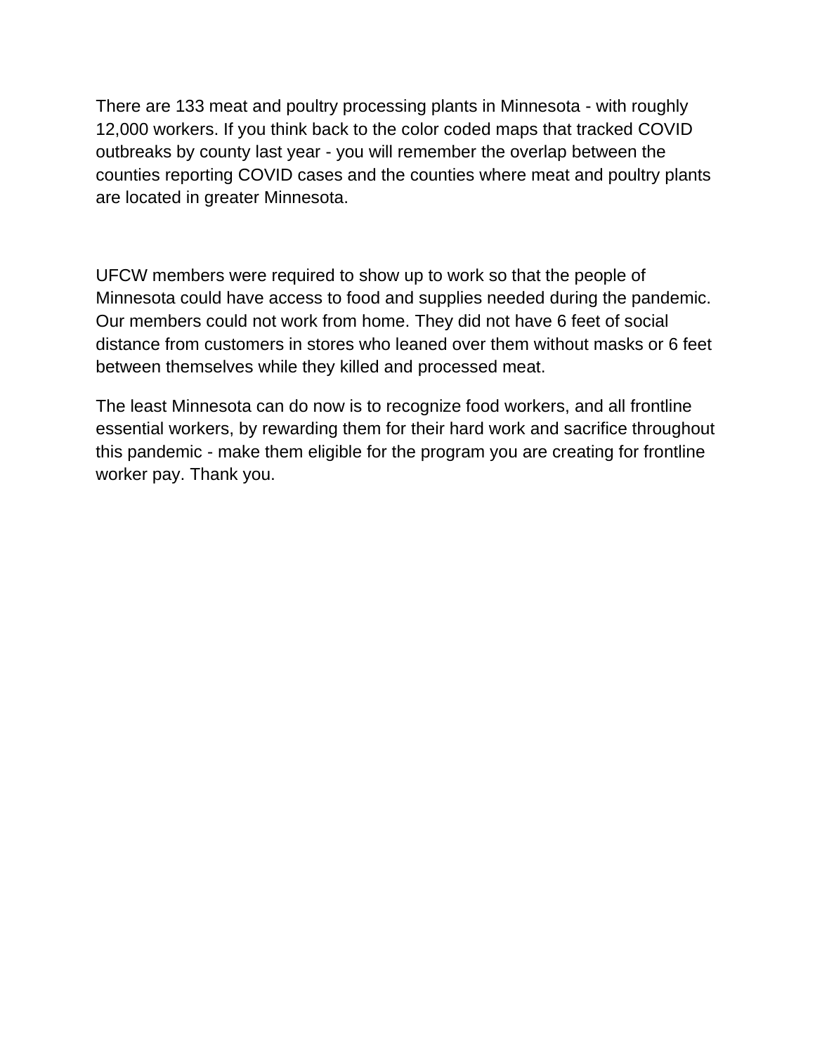There are 133 meat and poultry processing plants in Minnesota - with roughly 12,000 workers. If you think back to the color coded maps that tracked COVID outbreaks by county last year - you will remember the overlap between the counties reporting COVID cases and the counties where meat and poultry plants are located in greater Minnesota.

UFCW members were required to show up to work so that the people of Minnesota could have access to food and supplies needed during the pandemic. Our members could not work from home. They did not have 6 feet of social distance from customers in stores who leaned over them without masks or 6 feet between themselves while they killed and processed meat.

The least Minnesota can do now is to recognize food workers, and all frontline essential workers, by rewarding them for their hard work and sacrifice throughout this pandemic - make them eligible for the program you are creating for frontline worker pay. Thank you.